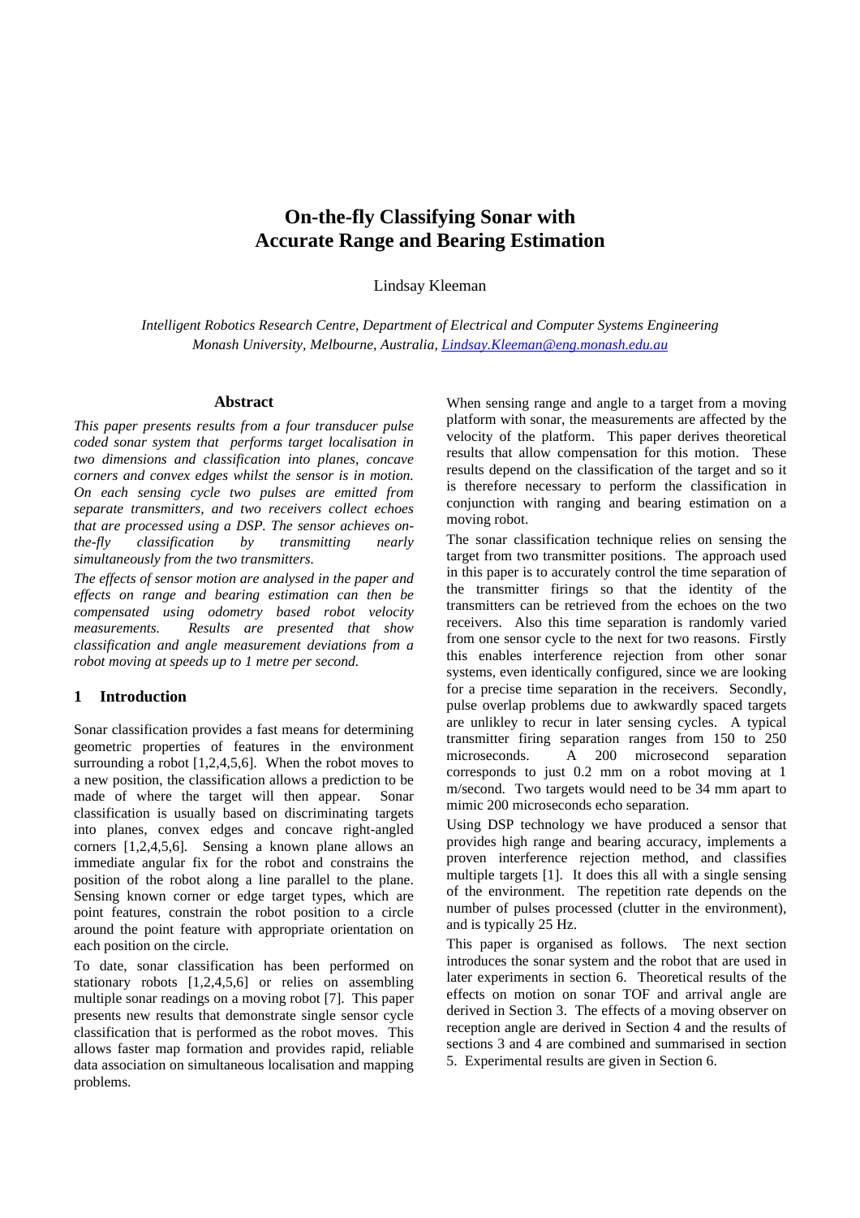# On-the-fly Classifying Sonar with Accurate Range and Bearing Estimation

Lindsay Kleeman

*Intelligent Robotics Research Centre, Department of Electrical and Computer Systems Engineering*
*Monash University, Melbourne, Australia, Lindsay.Kleeman@eng.monash.edu.au*

## Abstract

*This paper presents results from a four transducer pulse coded sonar system that performs target localisation in two dimensions and classification into planes, concave corners and convex edges whilst the sensor is in motion. On each sensing cycle two pulses are emitted from separate transmitters, and two receivers collect echoes that are processed using a DSP. The sensor achieves on-the-fly classification by transmitting nearly simultaneously from the two transmitters.*

*The effects of sensor motion are analysed in the paper and effects on range and bearing estimation can then be compensated using odometry based robot velocity measurements. Results are presented that show classification and angle measurement deviations from a robot moving at speeds up to 1 metre per second.*

## 1 Introduction

Sonar classification provides a fast means for determining geometric properties of features in the environment surrounding a robot [1,2,4,5,6]. When the robot moves to a new position, the classification allows a prediction to be made of where the target will then appear. Sonar classification is usually based on discriminating targets into planes, convex edges and concave right-angled corners [1,2,4,5,6]. Sensing a known plane allows an immediate angular fix for the robot and constrains the position of the robot along a line parallel to the plane. Sensing known corner or edge target types, which are point features, constrain the robot position to a circle around the point feature with appropriate orientation on each position on the circle.

To date, sonar classification has been performed on stationary robots [1,2,4,5,6] or relies on assembling multiple sonar readings on a moving robot [7]. This paper presents new results that demonstrate single sensor cycle classification that is performed as the robot moves. This allows faster map formation and provides rapid, reliable data association on simultaneous localisation and mapping problems.

When sensing range and angle to a target from a moving platform with sonar, the measurements are affected by the velocity of the platform. This paper derives theoretical results that allow compensation for this motion. These results depend on the classification of the target and so it is therefore necessary to perform the classification in conjunction with ranging and bearing estimation on a moving robot.

The sonar classification technique relies on sensing the target from two transmitter positions. The approach used in this paper is to accurately control the time separation of the transmitter firings so that the identity of the transmitters can be retrieved from the echoes on the two receivers. Also this time separation is randomly varied from one sensor cycle to the next for two reasons. Firstly this enables interference rejection from other sonar systems, even identically configured, since we are looking for a precise time separation in the receivers. Secondly, pulse overlap problems due to awkwardly spaced targets are unlikley to recur in later sensing cycles. A typical transmitter firing separation ranges from 150 to 250 microseconds. A 200 microsecond separation corresponds to just 0.2 mm on a robot moving at 1 m/second. Two targets would need to be 34 mm apart to mimic 200 microseconds echo separation.

Using DSP technology we have produced a sensor that provides high range and bearing accuracy, implements a proven interference rejection method, and classifies multiple targets [1]. It does this all with a single sensing of the environment. The repetition rate depends on the number of pulses processed (clutter in the environment), and is typically 25 Hz.

This paper is organised as follows. The next section introduces the sonar system and the robot that are used in later experiments in section 6. Theoretical results of the effects on motion on sonar TOF and arrival angle are derived in Section 3. The effects of a moving observer on reception angle are derived in Section 4 and the results of sections 3 and 4 are combined and summarised in section 5. Experimental results are given in Section 6.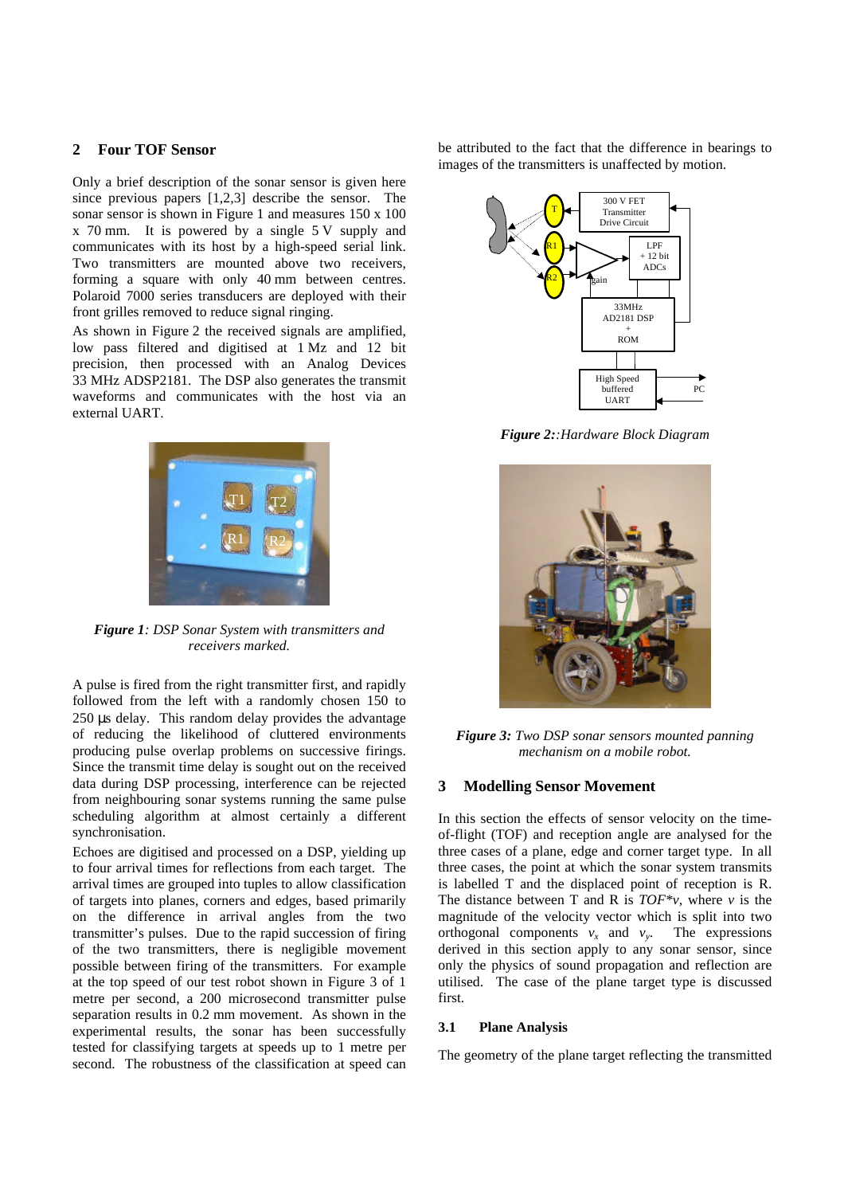## 2 Four TOF Sensor

Only a brief description of the sonar sensor is given here since previous papers [1,2,3] describe the sensor. The sonar sensor is shown in Figure 1 and measures 150 x 100 x 70 mm. It is powered by a single 5 V supply and communicates with its host by a high-speed serial link. Two transmitters are mounted above two receivers, forming a square with only 40 mm between centres. Polaroid 7000 series transducers are deployed with their front grilles removed to reduce signal ringing.

As shown in Figure 2 the received signals are amplified, low pass filtered and digitised at 1 Mz and 12 bit precision, then processed with an Analog Devices 33 MHz ADSP2181. The DSP also generates the transmit waveforms and communicates with the host via an external UART.

***Figure 1**: DSP Sonar System with transmitters and receivers marked.*

A pulse is fired from the right transmitter first, and rapidly followed from the left with a randomly chosen 150 to 250 μs delay. This random delay provides the advantage of reducing the likelihood of cluttered environments producing pulse overlap problems on successive firings. Since the transmit time delay is sought out on the received data during DSP processing, interference can be rejected from neighbouring sonar systems running the same pulse scheduling algorithm at almost certainly a different synchronisation.

Echoes are digitised and processed on a DSP, yielding up to four arrival times for reflections from each target. The arrival times are grouped into tuples to allow classification of targets into planes, corners and edges, based primarily on the difference in arrival angles from the two transmitter's pulses. Due to the rapid succession of firing of the two transmitters, there is negligible movement possible between firing of the transmitters. For example at the top speed of our test robot shown in Figure 3 of 1 metre per second, a 200 microsecond transmitter pulse separation results in 0.2 mm movement. As shown in the experimental results, the sonar has been successfully tested for classifying targets at speeds up to 1 metre per second. The robustness of the classification at speed can be attributed to the fact that the difference in bearings to images of the transmitters is unaffected by motion.

***Figure 2:**:Hardware Block Diagram*

***Figure 3:** Two DSP sonar sensors mounted panning mechanism on a mobile robot.*

## 3 Modelling Sensor Movement

In this section the effects of sensor velocity on the time-of-flight (TOF) and reception angle are analysed for the three cases of a plane, edge and corner target type. In all three cases, the point at which the sonar system transmits is labelled T and the displaced point of reception is R. The distance between T and R is $TOF*v$, where $v$ is the magnitude of the velocity vector which is split into two orthogonal components $v_x$ and $v_y$. The expressions derived in this section apply to any sonar sensor, since only the physics of sound propagation and reflection are utilised. The case of the plane target type is discussed first.

### 3.1 Plane Analysis

The geometry of the plane target reflecting the transmitted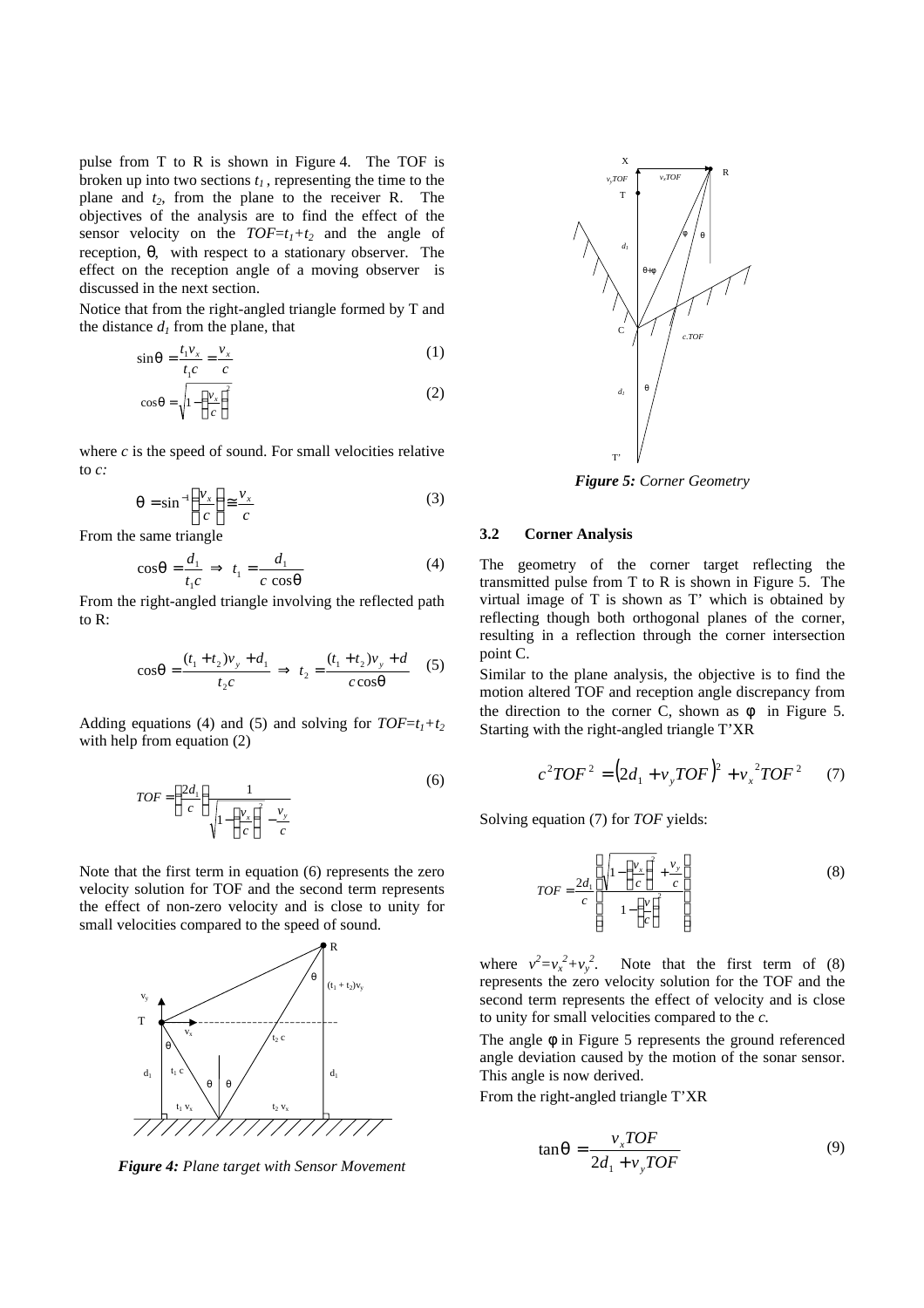pulse from T to R is shown in Figure 4. The TOF is broken up into two sections $t_1$, representing the time to the plane and $t_2$, from the plane to the receiver R. The objectives of the analysis are to find the effect of the sensor velocity on the $TOF=t_1+t_2$ and the angle of reception, $\theta$, with respect to a stationary observer. The effect on the reception angle of a moving observer is discussed in the next section.

Notice that from the right-angled triangle formed by T and the distance $d_1$ from the plane, that

$$\sin\theta = \frac{t_1 v_x}{t_1 c} = \frac{v_x}{c} \tag{1}$$

$$\cos\theta = \sqrt{1 - \left(\frac{v_x}{c}\right)^2} \tag{2}$$

where $c$ is the speed of sound. For small velocities relative to $c$:

$$\theta = \sin^{-1}\left(\frac{v_x}{c}\right) \cong \frac{v_x}{c} \tag{3}$$

From the same triangle

$$\cos\theta = \frac{d_1}{t_1 c} \Rightarrow t_1 = \frac{d_1}{c\cos\theta} \tag{4}$$

From the right-angled triangle involving the reflected path to R:

$$\cos\theta = \frac{(t_1 + t_2)v_y + d_1}{t_2 c} \Rightarrow t_2 = \frac{(t_1 + t_2)v_y + d}{c\cos\theta} \tag{5}$$

Adding equations (4) and (5) and solving for $TOF=t_1+t_2$ with help from equation (2)

$$TOF = \left(\frac{2d_1}{c}\right)\frac{1}{\sqrt{1 - \left(\frac{v_x}{c}\right)^2} - \frac{v_y}{c}} \tag{6}$$

Note that the first term in equation (6) represents the zero velocity solution for TOF and the second term represents the effect of non-zero velocity and is close to unity for small velocities compared to the speed of sound.

***Figure 4:*** *Plane target with Sensor Movement*

***Figure 5:*** *Corner Geometry*

### 3.2 Corner Analysis

The geometry of the corner target reflecting the transmitted pulse from T to R is shown in Figure 5. The virtual image of T is shown as T' which is obtained by reflecting though both orthogonal planes of the corner, resulting in a reflection through the corner intersection point C.

Similar to the plane analysis, the objective is to find the motion altered TOF and reception angle discrepancy from the direction to the corner C, shown as $\phi$ in Figure 5. Starting with the right-angled triangle T'XR

$$c^2 TOF^2 = \left(2d_1 + v_y TOF\right)^2 + v_x^{\,2} TOF^2 \tag{7}$$

Solving equation (7) for $TOF$ yields:

$$TOF = \frac{2d_1}{c}\left(\frac{\sqrt{1 - \left(\frac{v_x}{c}\right)^2} + \frac{v_y}{c}}{1 - \left(\frac{v}{c}\right)^2}\right) \tag{8}$$

where $v^2=v_x^{\,2}+v_y^{\,2}$. Note that the first term of (8) represents the zero velocity solution for the TOF and the second term represents the effect of velocity and is close to unity for small velocities compared to the $c$.

The angle $\phi$ in Figure 5 represents the ground referenced angle deviation caused by the motion of the sonar sensor. This angle is now derived.

From the right-angled triangle T'XR

$$\tan\theta = \frac{v_x TOF}{2d_1 + v_y TOF} \tag{9}$$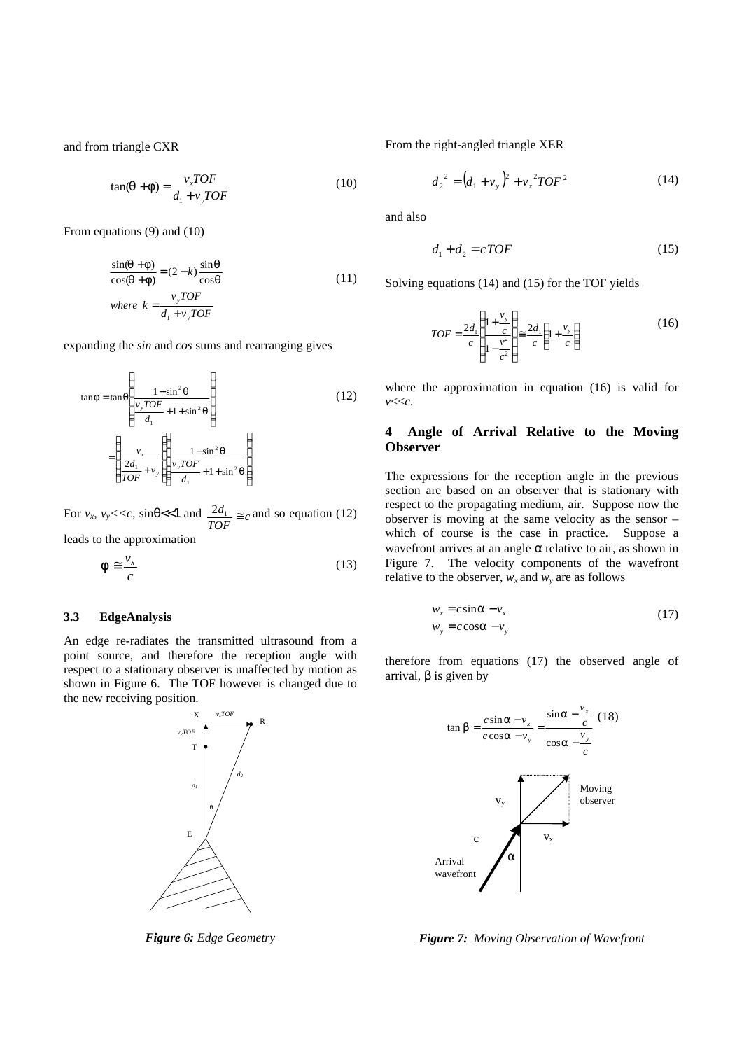and from triangle CXR

$$\tan(\theta+\phi)=\frac{v_x TOF}{d_1+v_y TOF} \tag{10}$$

From equations (9) and (10)

$$\frac{\sin(\theta+\phi)}{\cos(\theta+\phi)}=(2-k)\frac{\sin\theta}{\cos\theta} \tag{11}$$
$$where\ \ k=\frac{v_y TOF}{d_1+v_y TOF}$$

expanding the *sin* and *cos* sums and rearranging gives

$$\tan\phi=\tan\theta\left(\frac{1-\sin^2\theta}{\frac{v_y TOF}{d_1}+1+\sin^2\theta}\right) \tag{12}$$
$$=\left(\frac{v_x}{\frac{2d_1}{TOF}+v_y}\right)\left(\frac{1-\sin^2\theta}{\frac{v_y TOF}{d_1}+1+\sin^2\theta}\right)$$

For $v_x$, $v_y << c$, $\sin\theta << 1$ and $\frac{2d_1}{TOF}\cong c$ and so equation (12) leads to the approximation

$$\phi\cong\frac{v_x}{c} \tag{13}$$

### 3.3 EdgeAnalysis

An edge re-radiates the transmitted ultrasound from a point source, and therefore the reception angle with respect to a stationary observer is unaffected by motion as shown in Figure 6. The TOF however is changed due to the new receiving position.

*Figure 6: Edge Geometry*

From the right-angled triangle XER

$$d_2^{\ 2}=(d_1+v_y)^2+v_x^{\ 2}TOF^2 \tag{14}$$

and also

$$d_1+d_2=cTOF \tag{15}$$

Solving equations (14) and (15) for the TOF yields

$$TOF=\frac{2d_1}{c}\left(\frac{1+\frac{v_y}{c}}{1-\frac{v^2}{c^2}}\right)\cong\frac{2d_1}{c}\left(1+\frac{v_y}{c}\right) \tag{16}$$

where the approximation in equation (16) is valid for $v<<c$.

## 4 Angle of Arrival Relative to the Moving Observer

The expressions for the reception angle in the previous section are based on an observer that is stationary with respect to the propagating medium, air. Suppose now the observer is moving at the same velocity as the sensor – which of course is the case in practice. Suppose a wavefront arrives at an angle $\alpha$ relative to air, as shown in Figure 7. The velocity components of the wavefront relative to the observer, $w_x$ and $w_y$ are as follows

$$w_x=c\sin\alpha-v_x$$
$$w_y=c\cos\alpha-v_y \tag{17}$$

therefore from equations (17) the observed angle of arrival, $\beta$ is given by

$$\tan\beta=\frac{c\sin\alpha-v_x}{c\cos\alpha-v_y}=\frac{\sin\alpha-\frac{v_x}{c}}{\cos\alpha-\frac{v_y}{c}} \tag{18}$$

*Figure 7: Moving Observation of Wavefront*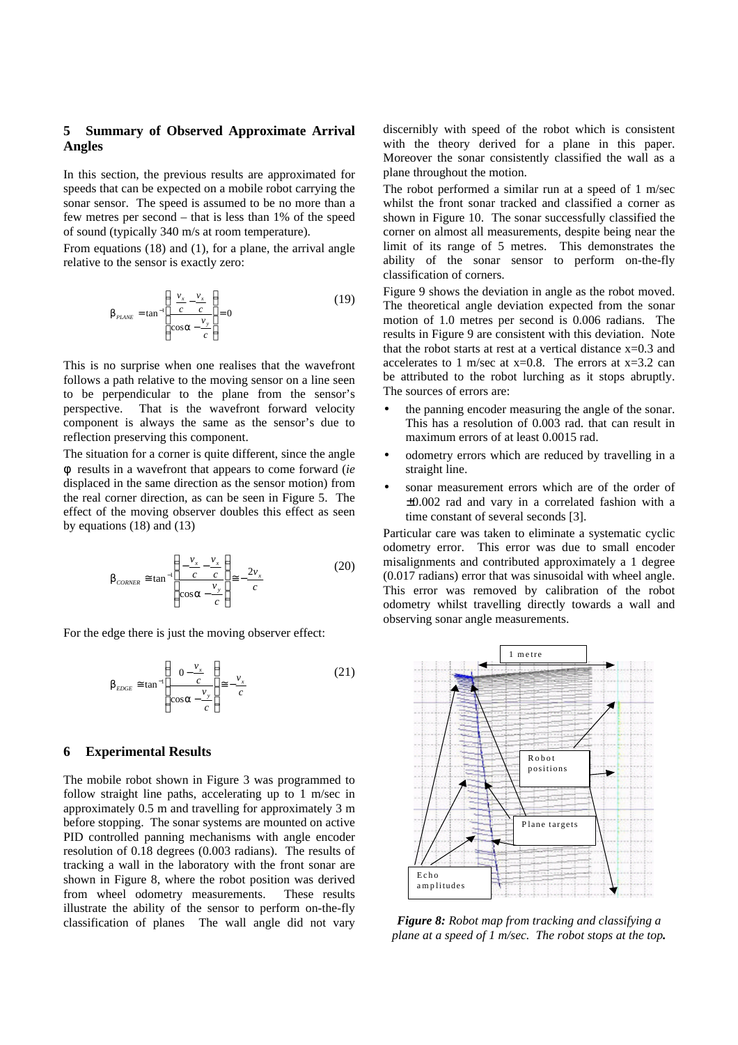## 5 Summary of Observed Approximate Arrival Angles

In this section, the previous results are approximated for speeds that can be expected on a mobile robot carrying the sonar sensor. The speed is assumed to be no more than a few metres per second – that is less than 1% of the speed of sound (typically 340 m/s at room temperature).

From equations (18) and (1), for a plane, the arrival angle relative to the sensor is exactly zero:

$$\beta_{PLANE} = \tan^{-1}\left(\frac{\frac{v_x}{c} - \frac{v_x}{c}}{\cos\alpha - \frac{v_y}{c}}\right) = 0 \tag{19}$$

This is no surprise when one realises that the wavefront follows a path relative to the moving sensor on a line seen to be perpendicular to the plane from the sensor's perspective. That is the wavefront forward velocity component is always the same as the sensor's due to reflection preserving this component.

The situation for a corner is quite different, since the angle $\phi$ results in a wavefront that appears to come forward (*ie* displaced in the same direction as the sensor motion) from the real corner direction, as can be seen in Figure 5. The effect of the moving observer doubles this effect as seen by equations (18) and (13)

$$\beta_{CORNER} \cong \tan^{-1}\left(\frac{-\frac{v_x}{c} - \frac{v_x}{c}}{\cos\alpha - \frac{v_y}{c}}\right) \cong -\frac{2v_x}{c} \tag{20}$$

For the edge there is just the moving observer effect:

$$\beta_{EDGE} \cong \tan^{-1}\left(\frac{0 - \frac{v_x}{c}}{\cos\alpha - \frac{v_y}{c}}\right) \cong -\frac{v_x}{c} \tag{21}$$

## 6 Experimental Results

The mobile robot shown in Figure 3 was programmed to follow straight line paths, accelerating up to 1 m/sec in approximately 0.5 m and travelling for approximately 3 m before stopping. The sonar systems are mounted on active PID controlled panning mechanisms with angle encoder resolution of 0.18 degrees (0.003 radians). The results of tracking a wall in the laboratory with the front sonar are shown in Figure 8, where the robot position was derived from wheel odometry measurements. These results illustrate the ability of the sensor to perform on-the-fly classification of planes The wall angle did not vary discernibly with speed of the robot which is consistent with the theory derived for a plane in this paper. Moreover the sonar consistently classified the wall as a plane throughout the motion.

The robot performed a similar run at a speed of 1 m/sec whilst the front sonar tracked and classified a corner as shown in Figure 10. The sonar successfully classified the corner on almost all measurements, despite being near the limit of its range of 5 metres. This demonstrates the ability of the sonar sensor to perform on-the-fly classification of corners.

Figure 9 shows the deviation in angle as the robot moved. The theoretical angle deviation expected from the sonar motion of 1.0 metres per second is 0.006 radians. The results in Figure 9 are consistent with this deviation. Note that the robot starts at rest at a vertical distance x=0.3 and accelerates to 1 m/sec at x=0.8. The errors at x=3.2 can be attributed to the robot lurching as it stops abruptly. The sources of errors are:

- the panning encoder measuring the angle of the sonar. This has a resolution of 0.003 rad. that can result in maximum errors of at least 0.0015 rad.
- odometry errors which are reduced by travelling in a straight line.
- sonar measurement errors which are of the order of ±0.002 rad and vary in a correlated fashion with a time constant of several seconds [3].

Particular care was taken to eliminate a systematic cyclic odometry error. This error was due to small encoder misalignments and contributed approximately a 1 degree (0.017 radians) error that was sinusoidal with wheel angle. This error was removed by calibration of the robot odometry whilst travelling directly towards a wall and observing sonar angle measurements.

*Figure 8: Robot map from tracking and classifying a plane at a speed of 1 m/sec. The robot stops at the top.*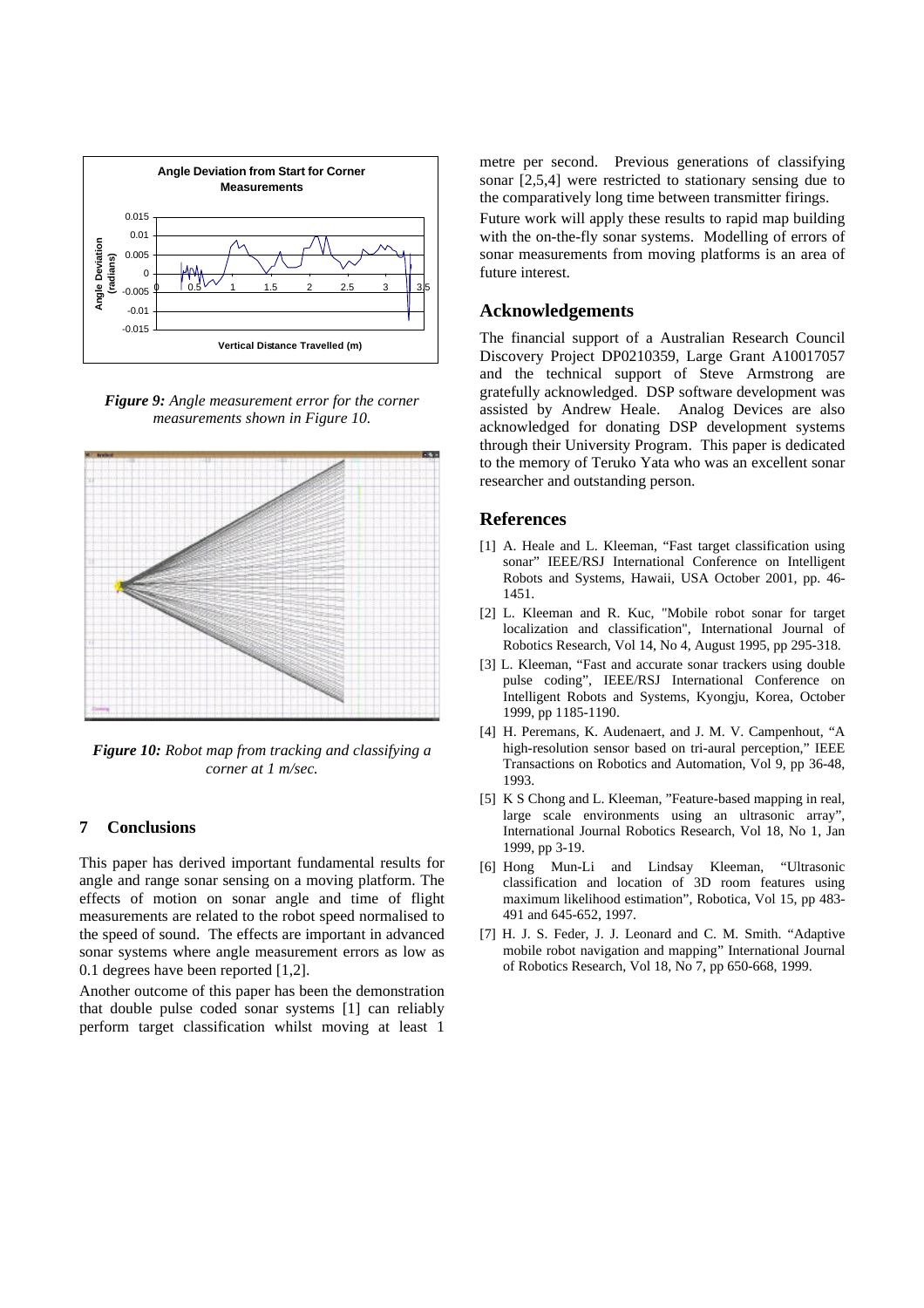Angle Deviation from Start for Corner Measurements

0.015
0.01
0.005
0
-0.005
-0.01
-0.015

Angle Deviation (radians)

0 0.5 1 1.5 2 2.5 3 3.5

Vertical Distance Travelled (m)

***Figure 9:*** *Angle measurement error for the corner measurements shown in Figure 10.*

***Figure 10:*** *Robot map from tracking and classifying a corner at 1 m/sec.*

## 7 Conclusions

This paper has derived important fundamental results for angle and range sonar sensing on a moving platform. The effects of motion on sonar angle and time of flight measurements are related to the robot speed normalised to the speed of sound. The effects are important in advanced sonar systems where angle measurement errors as low as 0.1 degrees have been reported [1,2].

Another outcome of this paper has been the demonstration that double pulse coded sonar systems [1] can reliably perform target classification whilst moving at least 1 metre per second. Previous generations of classifying sonar [2,5,4] were restricted to stationary sensing due to the comparatively long time between transmitter firings.

Future work will apply these results to rapid map building with the on-the-fly sonar systems. Modelling of errors of sonar measurements from moving platforms is an area of future interest.

## Acknowledgements

The financial support of a Australian Research Council Discovery Project DP0210359, Large Grant A10017057 and the technical support of Steve Armstrong are gratefully acknowledged. DSP software development was assisted by Andrew Heale. Analog Devices are also acknowledged for donating DSP development systems through their University Program. This paper is dedicated to the memory of Teruko Yata who was an excellent sonar researcher and outstanding person.

## References

[1] A. Heale and L. Kleeman, "Fast target classification using sonar" IEEE/RSJ International Conference on Intelligent Robots and Systems, Hawaii, USA October 2001, pp. 46-1451.

[2] L. Kleeman and R. Kuc, "Mobile robot sonar for target localization and classification", International Journal of Robotics Research, Vol 14, No 4, August 1995, pp 295-318.

[3] L. Kleeman, "Fast and accurate sonar trackers using double pulse coding", IEEE/RSJ International Conference on Intelligent Robots and Systems, Kyongju, Korea, October 1999, pp 1185-1190.

[4] H. Peremans, K. Audenaert, and J. M. V. Campenhout, "A high-resolution sensor based on tri-aural perception," IEEE Transactions on Robotics and Automation, Vol 9, pp 36-48, 1993.

[5] K S Chong and L. Kleeman, "Feature-based mapping in real, large scale environments using an ultrasonic array", International Journal Robotics Research, Vol 18, No 1, Jan 1999, pp 3-19.

[6] Hong Mun-Li and Lindsay Kleeman, "Ultrasonic classification and location of 3D room features using maximum likelihood estimation", Robotica, Vol 15, pp 483-491 and 645-652, 1997.

[7] H. J. S. Feder, J. J. Leonard and C. M. Smith. "Adaptive mobile robot navigation and mapping" International Journal of Robotics Research, Vol 18, No 7, pp 650-668, 1999.